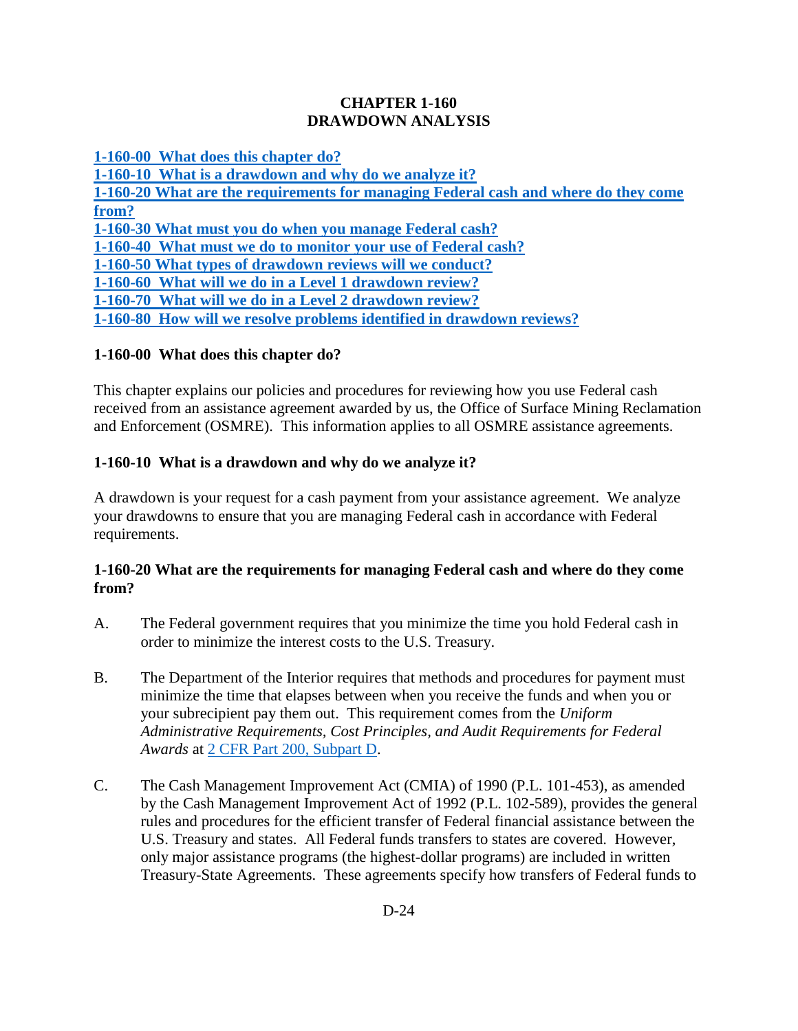# CHAPTER 1-160
# DRAWDOWN ANALYSIS

[1-160-00 What does this chapter do?](#)
[1-160-10 What is a drawdown and why do we analyze it?](#)
[1-160-20 What are the requirements for managing Federal cash and where do they come from?](#)
[1-160-30 What must you do when you manage Federal cash?](#)
[1-160-40 What must we do to monitor your use of Federal cash?](#)
[1-160-50 What types of drawdown reviews will we conduct?](#)
[1-160-60 What will we do in a Level 1 drawdown review?](#)
[1-160-70 What will we do in a Level 2 drawdown review?](#)
[1-160-80 How will we resolve problems identified in drawdown reviews?](#)

### 1-160-00 What does this chapter do?

This chapter explains our policies and procedures for reviewing how you use Federal cash received from an assistance agreement awarded by us, the Office of Surface Mining Reclamation and Enforcement (OSMRE). This information applies to all OSMRE assistance agreements.

### 1-160-10 What is a drawdown and why do we analyze it?

A drawdown is your request for a cash payment from your assistance agreement. We analyze your drawdowns to ensure that you are managing Federal cash in accordance with Federal requirements.

### 1-160-20 What are the requirements for managing Federal cash and where do they come from?

A. The Federal government requires that you minimize the time you hold Federal cash in order to minimize the interest costs to the U.S. Treasury.

B. The Department of the Interior requires that methods and procedures for payment must minimize the time that elapses between when you receive the funds and when you or your subrecipient pay them out. This requirement comes from the *Uniform Administrative Requirements, Cost Principles, and Audit Requirements for Federal Awards* at [2 CFR Part 200, Subpart D](#).

C. The Cash Management Improvement Act (CMIA) of 1990 (P.L. 101-453), as amended by the Cash Management Improvement Act of 1992 (P.L. 102-589), provides the general rules and procedures for the efficient transfer of Federal financial assistance between the U.S. Treasury and states. All Federal funds transfers to states are covered. However, only major assistance programs (the highest-dollar programs) are included in written Treasury-State Agreements. These agreements specify how transfers of Federal funds to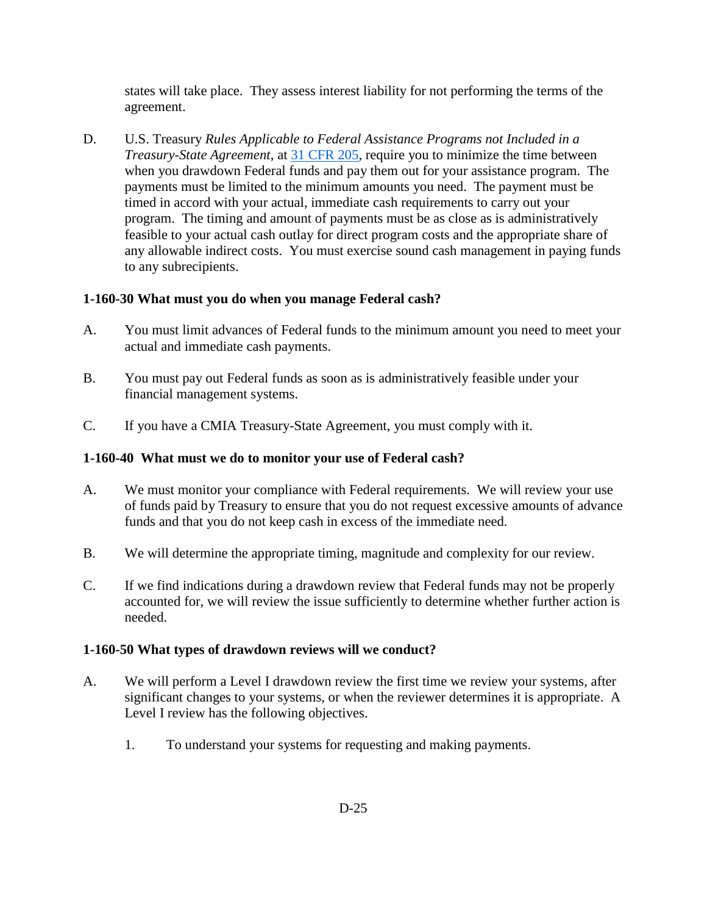states will take place. They assess interest liability for not performing the terms of the agreement.

D. U.S. Treasury *Rules Applicable to Federal Assistance Programs not Included in a Treasury-State Agreement*, at [31 CFR 205](31 CFR 205), require you to minimize the time between when you drawdown Federal funds and pay them out for your assistance program. The payments must be limited to the minimum amounts you need. The payment must be timed in accord with your actual, immediate cash requirements to carry out your program. The timing and amount of payments must be as close as is administratively feasible to your actual cash outlay for direct program costs and the appropriate share of any allowable indirect costs. You must exercise sound cash management in paying funds to any subrecipients.

### 1-160-30 What must you do when you manage Federal cash?

A. You must limit advances of Federal funds to the minimum amount you need to meet your actual and immediate cash payments.

B. You must pay out Federal funds as soon as is administratively feasible under your financial management systems.

C. If you have a CMIA Treasury-State Agreement, you must comply with it.

### 1-160-40 What must we do to monitor your use of Federal cash?

A. We must monitor your compliance with Federal requirements. We will review your use of funds paid by Treasury to ensure that you do not request excessive amounts of advance funds and that you do not keep cash in excess of the immediate need.

B. We will determine the appropriate timing, magnitude and complexity for our review.

C. If we find indications during a drawdown review that Federal funds may not be properly accounted for, we will review the issue sufficiently to determine whether further action is needed.

### 1-160-50 What types of drawdown reviews will we conduct?

A. We will perform a Level I drawdown review the first time we review your systems, after significant changes to your systems, or when the reviewer determines it is appropriate. A Level I review has the following objectives.

   1. To understand your systems for requesting and making payments.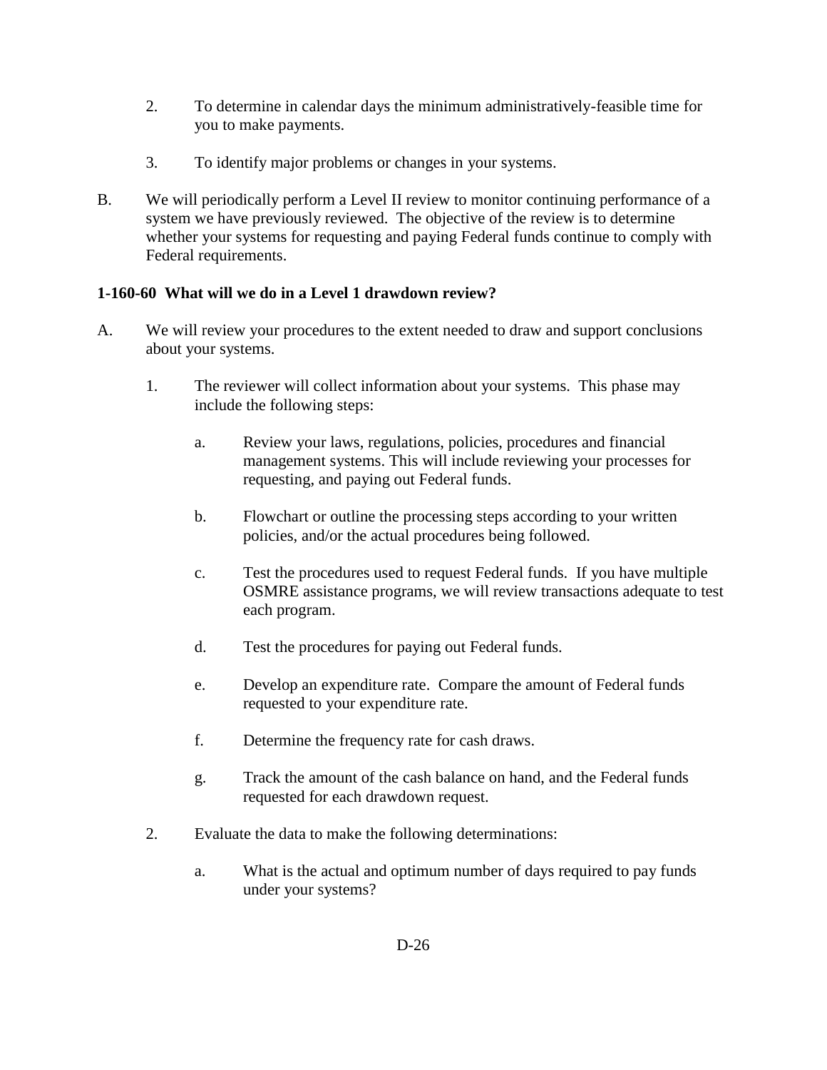2. To determine in calendar days the minimum administratively-feasible time for you to make payments.

3. To identify major problems or changes in your systems.

B. We will periodically perform a Level II review to monitor continuing performance of a system we have previously reviewed. The objective of the review is to determine whether your systems for requesting and paying Federal funds continue to comply with Federal requirements.

**1-160-60 What will we do in a Level 1 drawdown review?**

A. We will review your procedures to the extent needed to draw and support conclusions about your systems.

1. The reviewer will collect information about your systems. This phase may include the following steps:

   a. Review your laws, regulations, policies, procedures and financial management systems. This will include reviewing your processes for requesting, and paying out Federal funds.

   b. Flowchart or outline the processing steps according to your written policies, and/or the actual procedures being followed.

   c. Test the procedures used to request Federal funds. If you have multiple OSMRE assistance programs, we will review transactions adequate to test each program.

   d. Test the procedures for paying out Federal funds.

   e. Develop an expenditure rate. Compare the amount of Federal funds requested to your expenditure rate.

   f. Determine the frequency rate for cash draws.

   g. Track the amount of the cash balance on hand, and the Federal funds requested for each drawdown request.

2. Evaluate the data to make the following determinations:

   a. What is the actual and optimum number of days required to pay funds under your systems?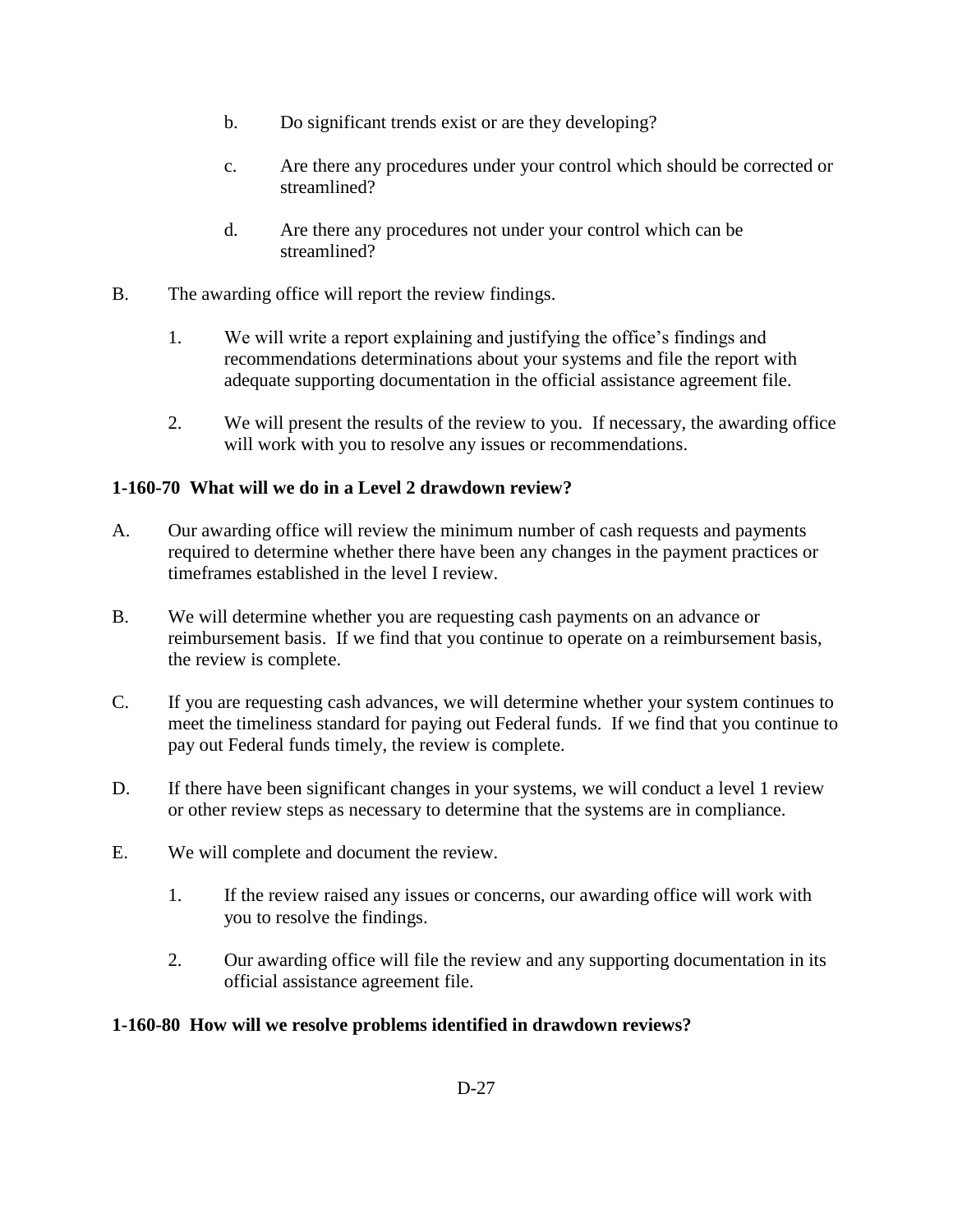b. Do significant trends exist or are they developing?

c. Are there any procedures under your control which should be corrected or streamlined?

d. Are there any procedures not under your control which can be streamlined?

B. The awarding office will report the review findings.

1. We will write a report explaining and justifying the office's findings and recommendations determinations about your systems and file the report with adequate supporting documentation in the official assistance agreement file.

2. We will present the results of the review to you. If necessary, the awarding office will work with you to resolve any issues or recommendations.

**1-160-70 What will we do in a Level 2 drawdown review?**

A. Our awarding office will review the minimum number of cash requests and payments required to determine whether there have been any changes in the payment practices or timeframes established in the level I review.

B. We will determine whether you are requesting cash payments on an advance or reimbursement basis. If we find that you continue to operate on a reimbursement basis, the review is complete.

C. If you are requesting cash advances, we will determine whether your system continues to meet the timeliness standard for paying out Federal funds. If we find that you continue to pay out Federal funds timely, the review is complete.

D. If there have been significant changes in your systems, we will conduct a level 1 review or other review steps as necessary to determine that the systems are in compliance.

E. We will complete and document the review.

1. If the review raised any issues or concerns, our awarding office will work with you to resolve the findings.

2. Our awarding office will file the review and any supporting documentation in its official assistance agreement file.

**1-160-80 How will we resolve problems identified in drawdown reviews?**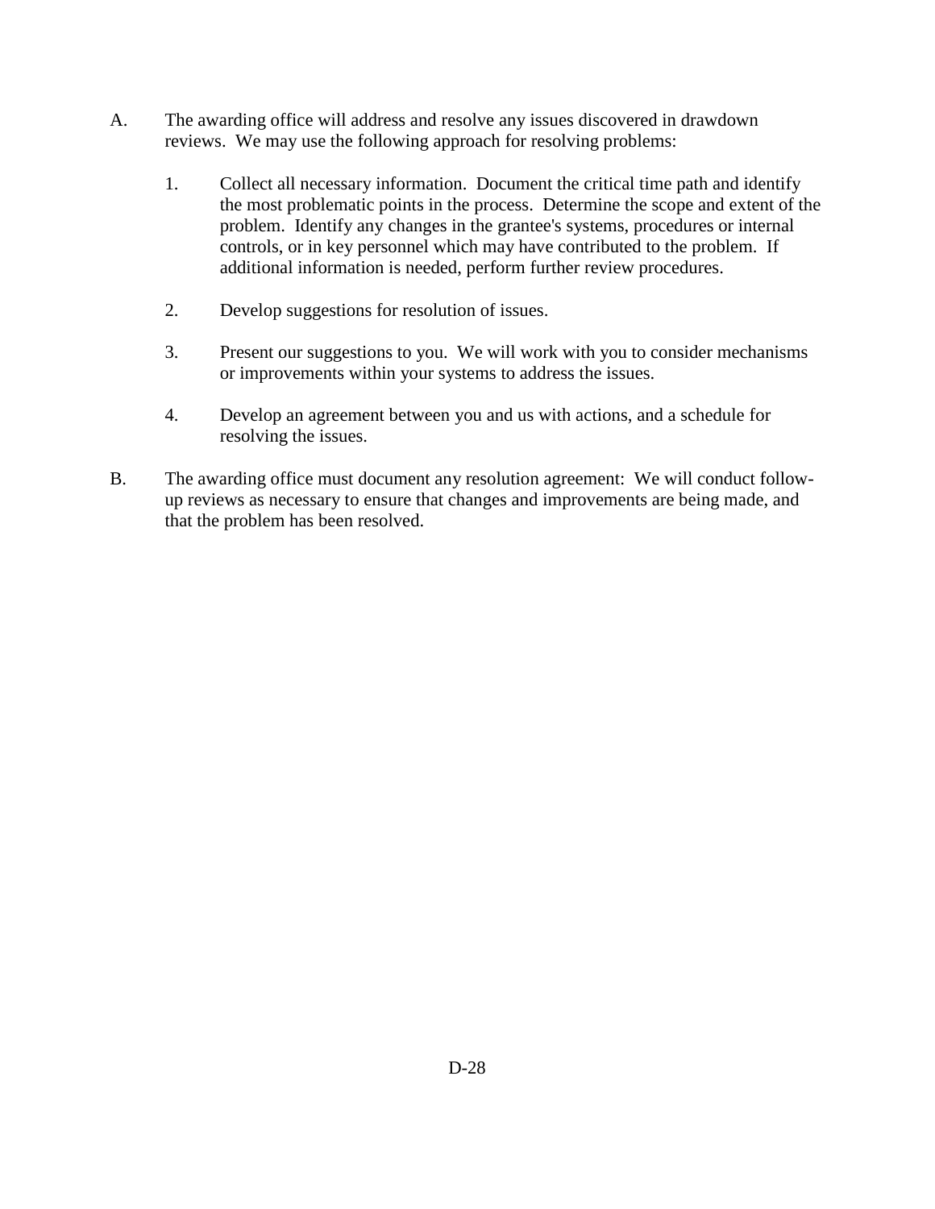A. The awarding office will address and resolve any issues discovered in drawdown reviews. We may use the following approach for resolving problems:

   1. Collect all necessary information. Document the critical time path and identify the most problematic points in the process. Determine the scope and extent of the problem. Identify any changes in the grantee's systems, procedures or internal controls, or in key personnel which may have contributed to the problem. If additional information is needed, perform further review procedures.

   2. Develop suggestions for resolution of issues.

   3. Present our suggestions to you. We will work with you to consider mechanisms or improvements within your systems to address the issues.

   4. Develop an agreement between you and us with actions, and a schedule for resolving the issues.

B. The awarding office must document any resolution agreement: We will conduct follow-up reviews as necessary to ensure that changes and improvements are being made, and that the problem has been resolved.